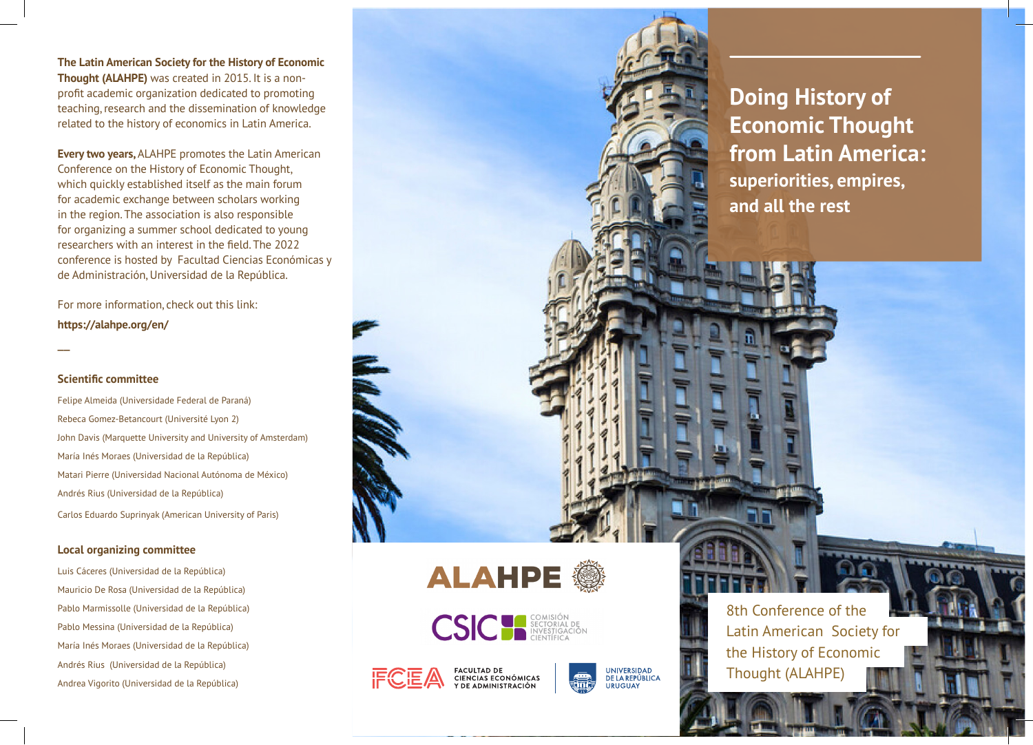# Doing History of Economic Thought from Latin America: superiorities, empires, and all the rest

8th Conference of the Latin American Society for the History of Economic Thought (ALAHPE)

**The Latin American Society for the History of Economic Thought (ALAHPE)** was created in 2015. It is a non-profit academic organization dedicated to promoting teaching, research and the dissemination of knowledge related to the history of economics in Latin America.

**Every two years,** ALAHPE promotes the Latin American Conference on the History of Economic Thought, which quickly established itself as the main forum for academic exchange between scholars working in the region. The association is also responsible for organizing a summer school dedicated to young researchers with an interest in the field. The 2022 conference is hosted by Facultad Ciencias Económicas y de Administración, Universidad de la República.

For more information, check out this link:

**https://alahpe.org/en/**

—

### Scientific committee

Felipe Almeida (Universidade Federal de Paraná)

Rebeca Gomez-Betancourt (Université Lyon 2)

John Davis (Marquette University and University of Amsterdam)

María Inés Moraes (Universidad de la República)

Matari Pierre (Universidad Nacional Autónoma de México)

Andrés Rius (Universidad de la República)

Carlos Eduardo Suprinyak (American University of Paris)

### Local organizing committee

Luis Cáceres (Universidad de la República)

Mauricio De Rosa (Universidad de la República)

Pablo Marmissolle (Universidad de la República)

Pablo Messina (Universidad de la República)

María Inés Moraes (Universidad de la República)

Andrés Rius (Universidad de la República)

Andrea Vigorito (Universidad de la República)

ALAHPE

CSIC — Comisión Sectorial de Investigación Científica

FCEA — Facultad de Ciencias Económicas y de Administración

Universidad de la República Uruguay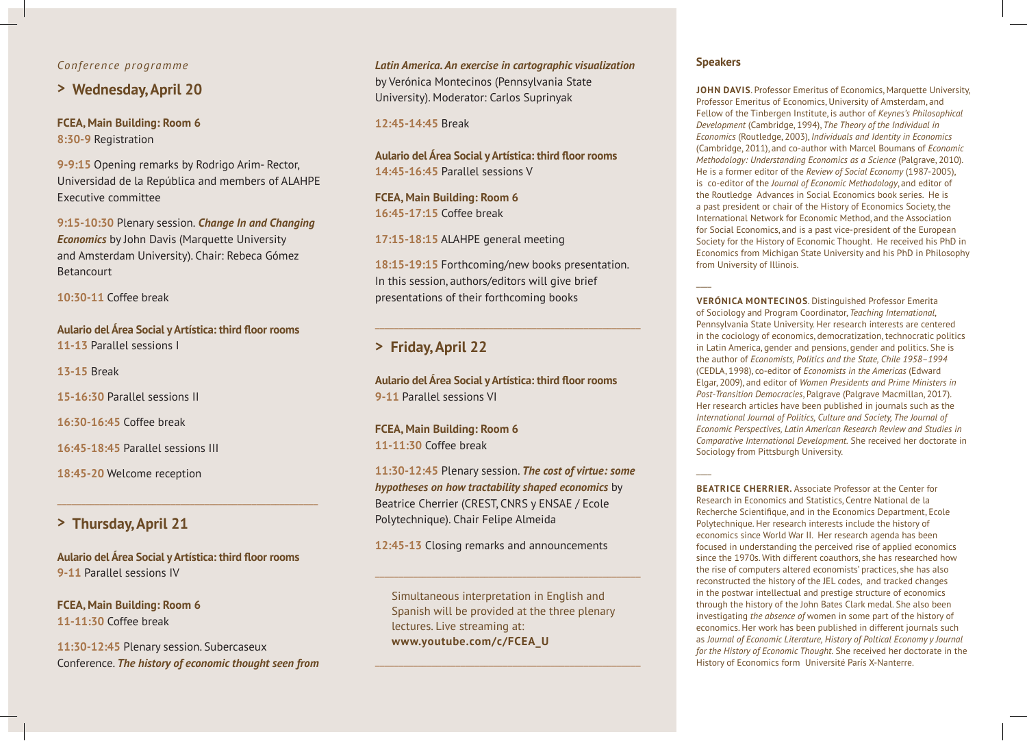*Conference programme*

## > Wednesday, April 20

**FCEA, Main Building: Room 6**
**8:30-9** Registration

**9-9:15** Opening remarks by Rodrigo Arim- Rector, Universidad de la República and members of ALAHPE Executive committee

**9:15-10:30** Plenary session. ***Change In and Changing Economics*** by John Davis (Marquette University and Amsterdam University). Chair: Rebeca Gómez Betancourt

**10:30-11** Coffee break

**Aulario del Área Social y Artística: third floor rooms**
**11-13** Parallel sessions I

**13-15** Break

**15-16:30** Parallel sessions II

**16:30-16:45** Coffee break

**16:45-18:45** Parallel sessions III

**18:45-20** Welcome reception

---

## > Thursday, April 21

**Aulario del Área Social y Artística: third floor rooms**
**9-11** Parallel sessions IV

**FCEA, Main Building: Room 6**
**11-11:30** Coffee break

**11:30-12:45** Plenary session. Subercaseux Conference. ***The history of economic thought seen from Latin America. An exercise in cartographic visualization*** by Verónica Montecinos (Pennsylvania State University). Moderator: Carlos Suprinyak

**12:45-14:45** Break

**Aulario del Área Social y Artística: third floor rooms**
**14:45-16:45** Parallel sessions V

**FCEA, Main Building: Room 6**
**16:45-17:15** Coffee break

**17:15-18:15** ALAHPE general meeting

**18:15-19:15** Forthcoming/new books presentation. In this session, authors/editors will give brief presentations of their forthcoming books

---

## > Friday, April 22

**Aulario del Área Social y Artística: third floor rooms**
**9-11** Parallel sessions VI

**FCEA, Main Building: Room 6**
**11-11:30** Coffee break

**11:30-12:45** Plenary session. ***The cost of virtue: some hypotheses on how tractability shaped economics*** by Beatrice Cherrier (CREST, CNRS y ENSAE / Ecole Polytechnique). Chair Felipe Almeida

**12:45-13** Closing remarks and announcements

---

Simultaneous interpretation in English and Spanish will be provided at the three plenary lectures. Live streaming at: **www.youtube.com/c/FCEA_U**

---

### Speakers

**JOHN DAVIS**. Professor Emeritus of Economics, Marquette University, Professor Emeritus of Economics, University of Amsterdam, and Fellow of the Tinbergen Institute, is author of *Keynes's Philosophical Development* (Cambridge, 1994), *The Theory of the Individual in Economics* (Routledge, 2003), *Individuals and Identity in Economics* (Cambridge, 2011), and co-author with Marcel Boumans of *Economic Methodology: Understanding Economics as a Science* (Palgrave, 2010). He is a former editor of the *Review of Social Economy* (1987-2005), is co-editor of the *Journal of Economic Methodology*, and editor of the Routledge Advances in Social Economics book series. He is a past president or chair of the History of Economics Society, the International Network for Economic Method, and the Association for Social Economics, and is a past vice-president of the European Society for the History of Economic Thought. He received his PhD in Economics from Michigan State University and his PhD in Philosophy from University of Illinois.

**VERÓNICA MONTECINOS**. Distinguished Professor Emerita of Sociology and Program Coordinator, *Teaching International*, Pennsylvania State University. Her research interests are centered in the cociology of economics, democratization, technocratic politics in Latin America, gender and pensions, gender and politics. She is the author of *Economists, Politics and the State, Chile 1958–1994* (CEDLA, 1998), co-editor of *Economists in the Americas* (Edward Elgar, 2009), and editor of *Women Presidents and Prime Ministers in Post-Transition Democracies*, Palgrave (Palgrave Macmillan, 2017). Her research articles have been published in journals such as the *International Journal of Politics, Culture and Society, The Journal of Economic Perspectives, Latin American Research Review and Studies in Comparative International Development.* She received her doctorate in Sociology from Pittsburgh University.

**BEATRICE CHERRIER.** Associate Professor at the Center for Research in Economics and Statistics, Centre National de la Recherche Scientifique, and in the Economics Department, Ecole Polytechnique. Her research interests include the history of economics since World War II. Her research agenda has been focused in understanding the perceived rise of applied economics since the 1970s. With different coauthors, she has researched how the rise of computers altered economists' practices, she has also reconstructed the history of the JEL codes, and tracked changes in the postwar intellectual and prestige structure of economics through the history of the John Bates Clark medal. She also been investigating *the absence of* women in some part of the history of economics. Her work has been published in different journals such as *Journal of Economic Literature, History of Poltical Economy y Journal for the History of Economic Thought.* She received her doctorate in the History of Economics form Université París X-Nanterre.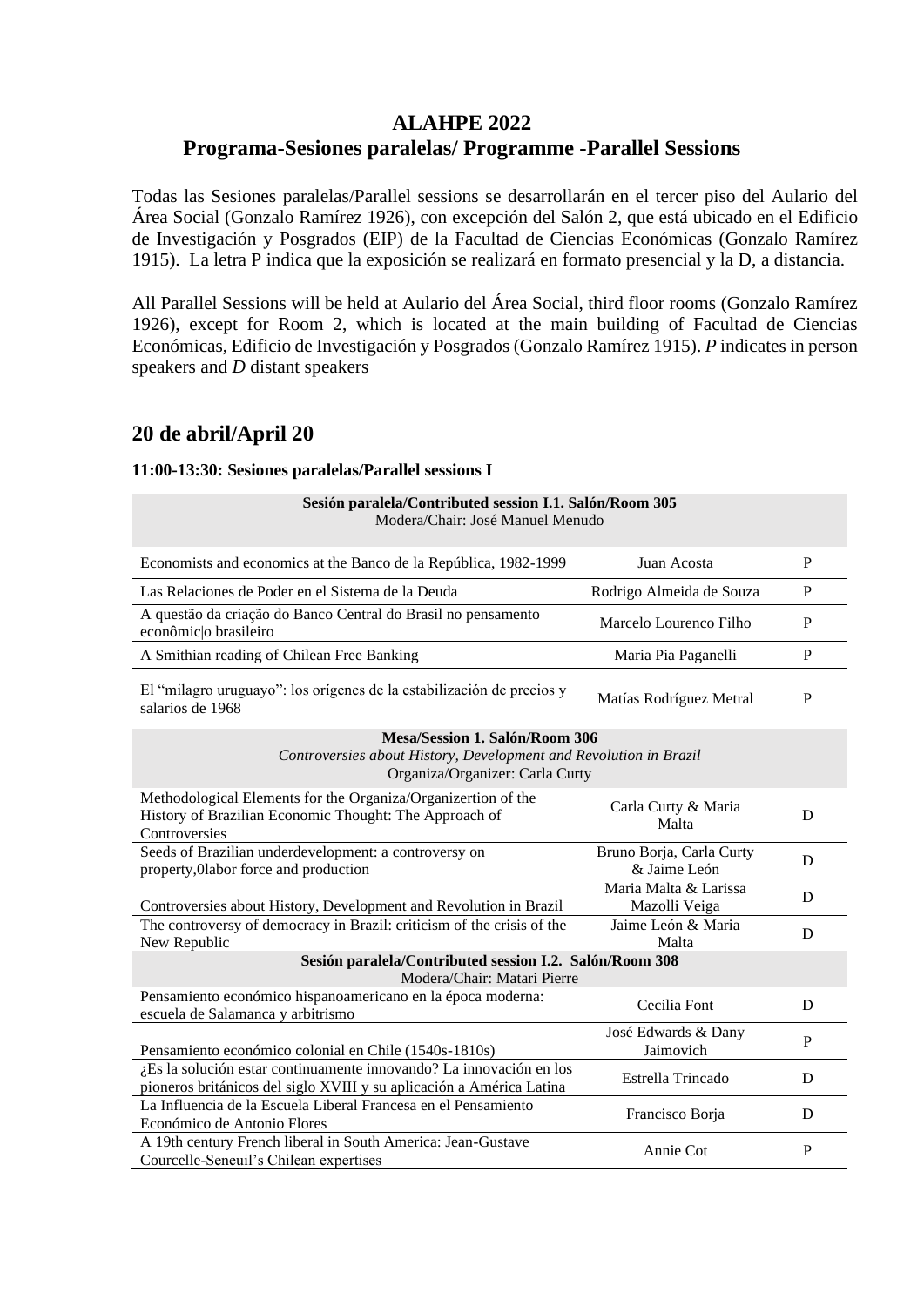## ALAHPE 2022
## Programa-Sesiones paralelas/ Programme -Parallel Sessions

Todas las Sesiones paralelas/Parallel sessions se desarrollarán en el tercer piso del Aulario del Área Social (Gonzalo Ramírez 1926), con excepción del Salón 2, que está ubicado en el Edificio de Investigación y Posgrados (EIP) de la Facultad de Ciencias Económicas (Gonzalo Ramírez 1915). La letra P indica que la exposición se realizará en formato presencial y la D, a distancia.

All Parallel Sessions will be held at Aulario del Área Social, third floor rooms (Gonzalo Ramírez 1926), except for Room 2, which is located at the main building of Facultad de Ciencias Económicas, Edificio de Investigación y Posgrados (Gonzalo Ramírez 1915). *P* indicates in person speakers and *D* distant speakers

## 20 de abril/April 20

**11:00-13:30: Sesiones paralelas/Parallel sessions I**

| **Sesión paralela/Contributed session I.1. Salón/Room 305**<br>Modera/Chair: José Manuel Menudo | | |
|---|---|---|
| Economists and economics at the Banco de la República, 1982-1999 | Juan Acosta | P |
| Las Relaciones de Poder en el Sistema de la Deuda | Rodrigo Almeida de Souza | P |
| A questão da criação do Banco Central do Brasil no pensamento econômic\|o brasileiro | Marcelo Lourenco Filho | P |
| A Smithian reading of Chilean Free Banking | Maria Pia Paganelli | P |
| El "milagro uruguayo": los orígenes de la estabilización de precios y salarios de 1968 | Matías Rodríguez Metral | P |
| **Mesa/Session 1. Salón/Room 306**<br>*Controversies about History, Development and Revolution in Brazil*<br>Organiza/Organizer: Carla Curty | | |
| Methodological Elements for the Organiza/Organizertion of the History of Brazilian Economic Thought: The Approach of Controversies | Carla Curty & Maria Malta | D |
| Seeds of Brazilian underdevelopment: a controversy on property,0labor force and production | Bruno Borja, Carla Curty & Jaime León | D |
| Controversies about History, Development and Revolution in Brazil | Maria Malta & Larissa Mazolli Veiga | D |
| The controversy of democracy in Brazil: criticism of the crisis of the New Republic | Jaime León & Maria Malta | D |
| **Sesión paralela/Contributed session I.2. Salón/Room 308**<br>Modera/Chair: Matari Pierre | | |
| Pensamiento económico hispanoamericano en la época moderna: escuela de Salamanca y arbitrismo | Cecilia Font | D |
| Pensamiento económico colonial en Chile (1540s-1810s) | José Edwards & Dany Jaimovich | P |
| ¿Es la solución estar continuamente innovando? La innovación en los pioneros británicos del siglo XVIII y su aplicación a América Latina | Estrella Trincado | D |
| La Influencia de la Escuela Liberal Francesa en el Pensamiento Económico de Antonio Flores | Francisco Borja | D |
| A 19th century French liberal in South America: Jean-Gustave Courcelle-Seneuil's Chilean expertises | Annie Cot | P |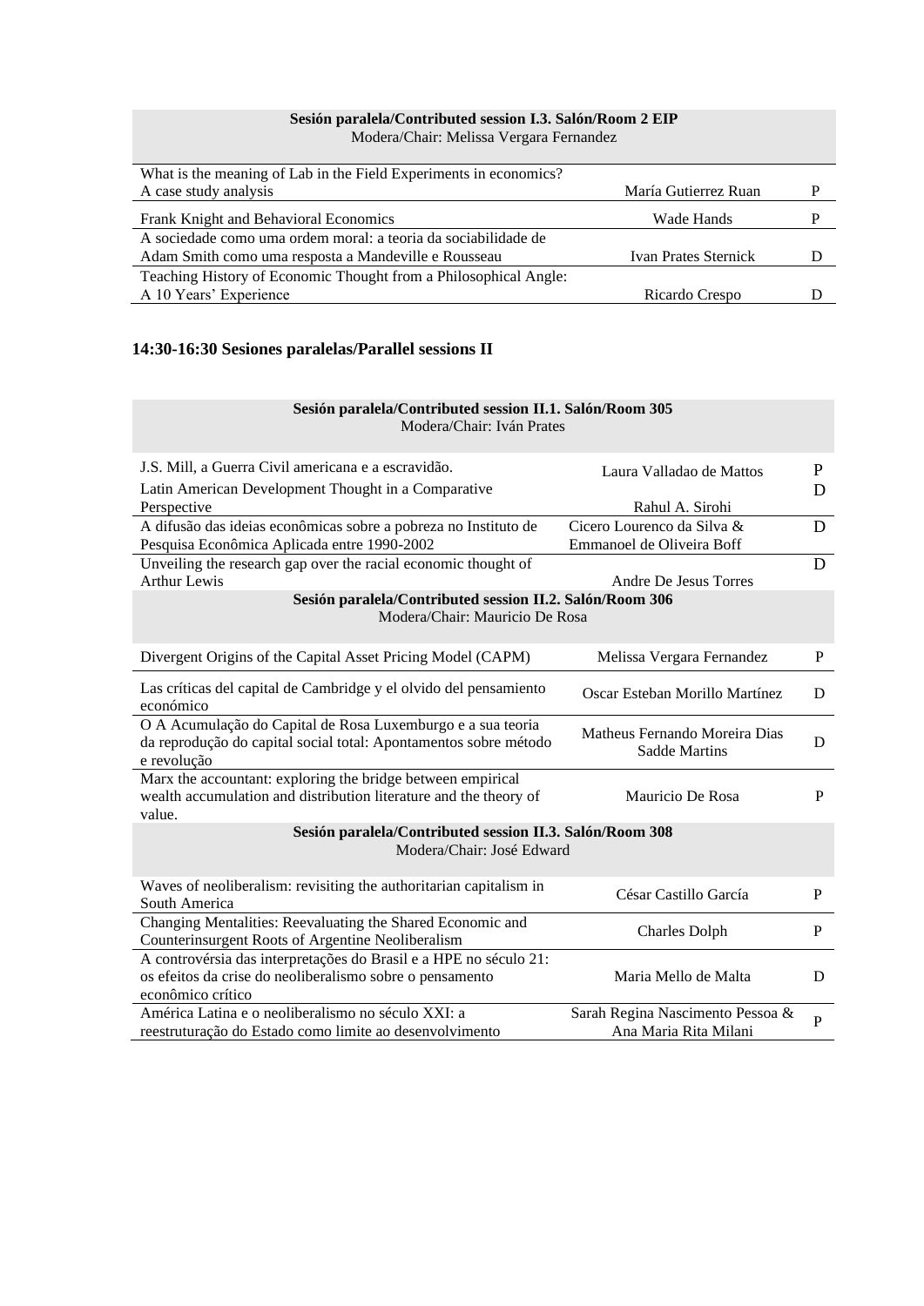| **Sesión paralela/Contributed session I.3. Salón/Room 2 EIP**<br>Modera/Chair: Melissa Vergara Fernandez | | |
|---|---|---|
| What is the meaning of Lab in the Field Experiments in economics? A case study analysis | María Gutierrez Ruan | P |
| Frank Knight and Behavioral Economics | Wade Hands | P |
| A sociedade como uma ordem moral: a teoria da sociabilidade de Adam Smith como uma resposta a Mandeville e Rousseau | Ivan Prates Sternick | D |
| Teaching History of Economic Thought from a Philosophical Angle: A 10 Years' Experience | Ricardo Crespo | D |

## 14:30-16:30 Sesiones paralelas/Parallel sessions II

| **Sesión paralela/Contributed session II.1. Salón/Room 305**<br>Modera/Chair: Iván Prates | | |
|---|---|---|
| J.S. Mill, a Guerra Civil americana e a escravidão. | Laura Valladao de Mattos | P |
| Latin American Development Thought in a Comparative Perspective | Rahul A. Sirohi | D |
| A difusão das ideias econômicas sobre a pobreza no Instituto de Pesquisa Econômica Aplicada entre 1990-2002 | Cicero Lourenco da Silva & Emmanoel de Oliveira Boff | D |
| Unveiling the research gap over the racial economic thought of Arthur Lewis | Andre De Jesus Torres | D |

| **Sesión paralela/Contributed session II.2. Salón/Room 306**<br>Modera/Chair: Mauricio De Rosa | | |
|---|---|---|
| Divergent Origins of the Capital Asset Pricing Model (CAPM) | Melissa Vergara Fernandez | P |
| Las críticas del capital de Cambridge y el olvido del pensamiento económico | Oscar Esteban Morillo Martínez | D |
| O A Acumulação do Capital de Rosa Luxemburgo e a sua teoria da reprodução do capital social total: Apontamentos sobre método e revolução | Matheus Fernando Moreira Dias Sadde Martins | D |
| Marx the accountant: exploring the bridge between empirical wealth accumulation and distribution literature and the theory of value. | Mauricio De Rosa | P |

| **Sesión paralela/Contributed session II.3. Salón/Room 308**<br>Modera/Chair: José Edward | | |
|---|---|---|
| Waves of neoliberalism: revisiting the authoritarian capitalism in South America | César Castillo García | P |
| Changing Mentalities: Reevaluating the Shared Economic and Counterinsurgent Roots of Argentine Neoliberalism | Charles Dolph | P |
| A controvérsia das interpretações do Brasil e a HPE no século 21: os efeitos da crise do neoliberalismo sobre o pensamento econômico crítico | Maria Mello de Malta | D |
| América Latina e o neoliberalismo no século XXI: a reestruturação do Estado como limite ao desenvolvimento | Sarah Regina Nascimento Pessoa & Ana Maria Rita Milani | P |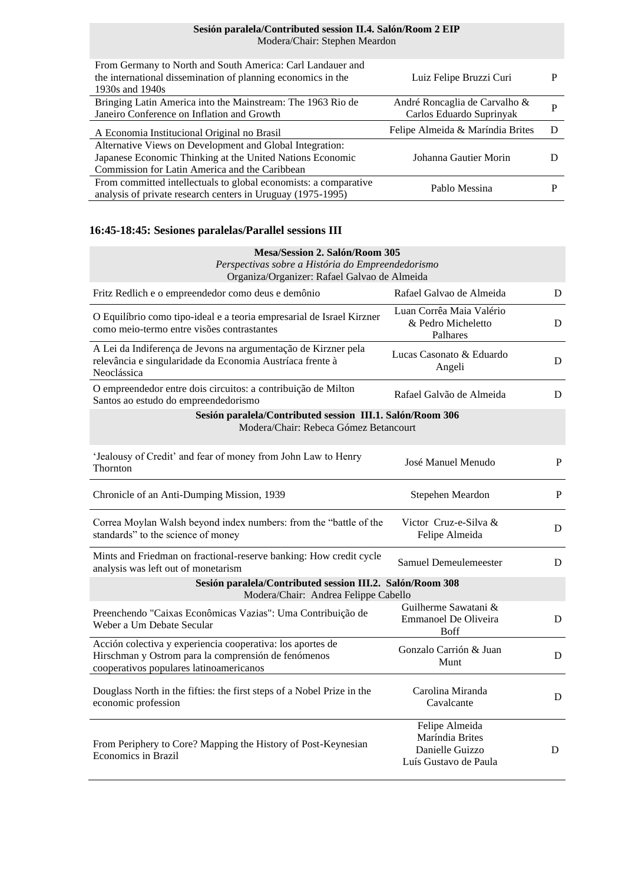| **Sesión paralela/Contributed session II.4. Salón/Room 2 EIP** Modera/Chair: Stephen Meardon | | |
|---|---|---|
| From Germany to North and South America: Carl Landauer and the international dissemination of planning economics in the 1930s and 1940s | Luiz Felipe Bruzzi Curi | P |
| Bringing Latin America into the Mainstream: The 1963 Rio de Janeiro Conference on Inflation and Growth | André Roncaglia de Carvalho & Carlos Eduardo Suprinyak | P |
| A Economia Institucional Original no Brasil | Felipe Almeida & Maríndia Brites | D |
| Alternative Views on Development and Global Integration: Japanese Economic Thinking at the United Nations Economic Commission for Latin America and the Caribbean | Johanna Gautier Morin | D |
| From committed intellectuals to global economists: a comparative analysis of private research centers in Uruguay (1975-1995) | Pablo Messina | P |

## 16:45-18:45: Sesiones paralelas/Parallel sessions III

| **Mesa/Session 2. Salón/Room 305** *Perspectivas sobre a História do Empreendedorismo* Organiza/Organizer: Rafael Galvao de Almeida | | |
|---|---|---|
| Fritz Redlich e o empreendedor como deus e demônio | Rafael Galvao de Almeida | D |
| O Equilíbrio como tipo-ideal e a teoria empresarial de Israel Kirzner como meio-termo entre visões contrastantes | Luan Corrêa Maia Valério & Pedro Micheletto Palhares | D |
| A Lei da Indiferença de Jevons na argumentação de Kirzner pela relevância e singularidade da Economia Austríaca frente à Neoclássica | Lucas Casonato & Eduardo Angeli | D |
| O empreendedor entre dois circuitos: a contribuição de Milton Santos ao estudo do empreendedorismo | Rafael Galvão de Almeida | D |
| **Sesión paralela/Contributed session III.1. Salón/Room 306** Modera/Chair: Rebeca Gómez Betancourt | | |
| 'Jealousy of Credit' and fear of money from John Law to Henry Thornton | José Manuel Menudo | P |
| Chronicle of an Anti-Dumping Mission, 1939 | Stephen Meardon | P |
| Correa Moylan Walsh beyond index numbers: from the "battle of the standards" to the science of money | Victor Cruz-e-Silva & Felipe Almeida | D |
| Mints and Friedman on fractional-reserve banking: How credit cycle analysis was left out of monetarism | Samuel Demeulemeester | D |
| **Sesión paralela/Contributed session III.2. Salón/Room 308** Modera/Chair: Andrea Felippe Cabello | | |
| Preenchendo "Caixas Econômicas Vazias": Uma Contribuição de Weber a Um Debate Secular | Guilherme Sawatani & Emmanoel De Oliveira Boff | D |
| Acción colectiva y experiencia cooperativa: los aportes de Hirschman y Ostrom para la comprensión de fenómenos cooperativos populares latinoamericanos | Gonzalo Carrión & Juan Munt | D |
| Douglass North in the fifties: the first steps of a Nobel Prize in the economic profession | Carolina Miranda Cavalcante | D |
| From Periphery to Core? Mapping the History of Post-Keynesian Economics in Brazil | Felipe Almeida Maríndia Brites Danielle Guizzo Luís Gustavo de Paula | D |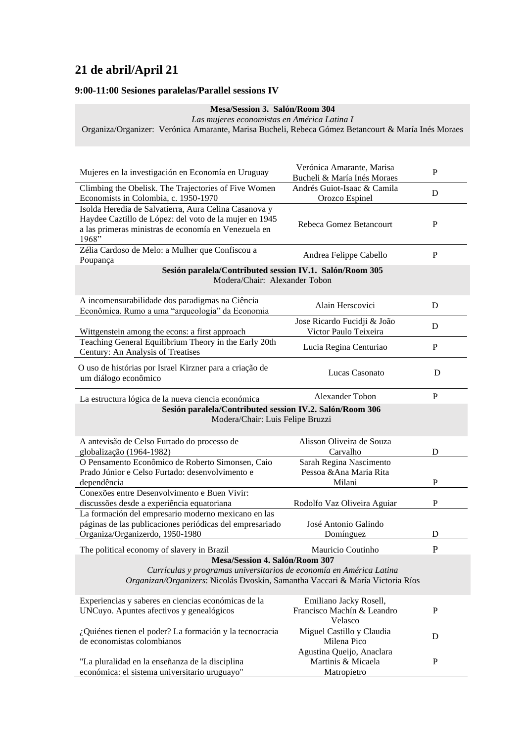## 21 de abril/April 21

### 9:00-11:00 Sesiones paralelas/Parallel sessions IV

**Mesa/Session 3. Salón/Room 304**
*Las mujeres economistas en América Latina I*
Organiza/Organizer: Verónica Amarante, Marisa Bucheli, Rebeca Gómez Betancourt & María Inés Moraes

| | | |
|---|---|---|
| Mujeres en la investigación en Economía en Uruguay | Verónica Amarante, Marisa Bucheli & María Inés Moraes | P |
| Climbing the Obelisk. The Trajectories of Five Women Economists in Colombia, c. 1950-1970 | Andrés Guiot-Isaac & Camila Orozco Espinel | D |
| Isolda Heredia de Salvatierra, Aura Celina Casanova y Haydee Caztillo de López: del voto de la mujer en 1945 a las primeras ministras de economía en Venezuela en 1968" | Rebeca Gomez Betancourt | P |
| Zélia Cardoso de Melo: a Mulher que Confiscou a Poupança | Andrea Felippe Cabello | P |

**Sesión paralela/Contributed session IV.1. Salón/Room 305**
Modera/Chair: Alexander Tobon

| | | |
|---|---|---|
| A incomensurabilidade dos paradigmas na Ciência Econômica. Rumo a uma "arqueologia" da Economia | Alain Herscovici | D |
| Wittgenstein among the econs: a first approach | Jose Ricardo Fucidji & João Victor Paulo Teixeira | D |
| Teaching General Equilibrium Theory in the Early 20th Century: An Analysis of Treatises | Lucia Regina Centuriao | P |
| O uso de histórias por Israel Kirzner para a criação de um diálogo econômico | Lucas Casonato | D |
| La estructura lógica de la nueva ciencia económica | Alexander Tobon | P |

**Sesión paralela/Contributed session IV.2. Salón/Room 306**
Modera/Chair: Luis Felipe Bruzzi

| | | |
|---|---|---|
| A antevisão de Celso Furtado do processo de globalização (1964-1982) | Alisson Oliveira de Souza Carvalho | D |
| O Pensamento Econômico de Roberto Simonsen, Caio Prado Júnior e Celso Furtado: desenvolvimento e dependência | Sarah Regina Nascimento Pessoa &Ana Maria Rita Milani | P |
| Conexões entre Desenvolvimento e Buen Vivir: discussões desde a experiência equatoriana | Rodolfo Vaz Oliveira Aguiar | P |
| La formación del empresario moderno mexicano en las páginas de las publicaciones periódicas del empresariado Organiza/Organizerdo, 1950-1980 | José Antonio Galindo Domínguez | D |
| The political economy of slavery in Brazil | Mauricio Coutinho | P |

**Mesa/Session 4. Salón/Room 307**
*Currículas y programas universitarios de economía en América Latina*
*Organizan/Organizers*: Nicolás Dvoskin, Samantha Vaccari & María Victoria Ríos

| | | |
|---|---|---|
| Experiencias y saberes en ciencias económicas de la UNCuyo. Apuntes afectivos y genealógicos | Emiliano Jacky Rosell, Francisco Machín & Leandro Velasco | P |
| ¿Quiénes tienen el poder? La formación y la tecnocracia de economistas colombianos | Miguel Castillo y Claudia Milena Pico | D |
| "La pluralidad en la enseñanza de la disciplina económica: el sistema universitario uruguayo" | Agustina Queijo, Anaclara Martinis & Micaela Matropietro | P |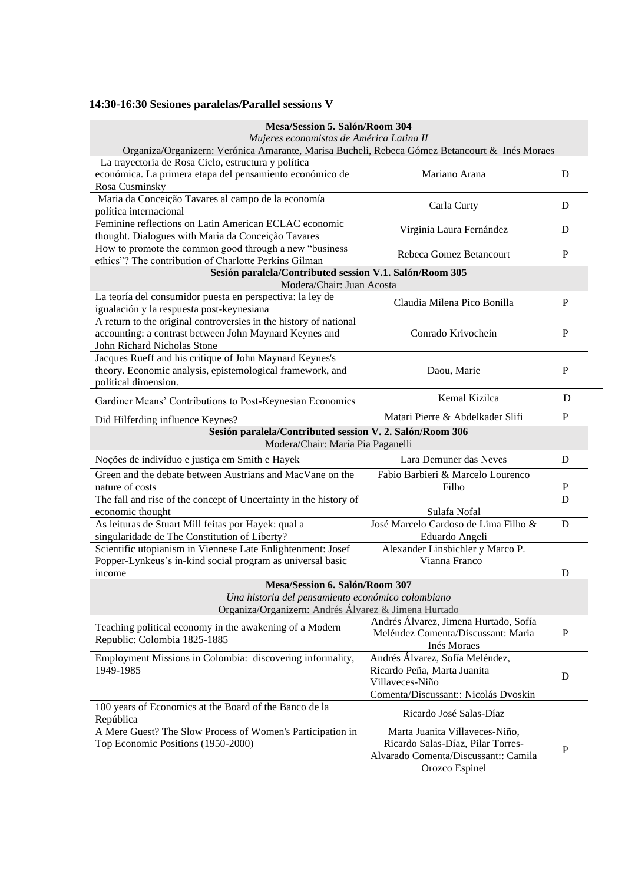**14:30-16:30 Sesiones paralelas/Parallel sessions V**

| **Mesa/Session 5. Salón/Room 304**<br>*Mujeres economistas de América Latina II*<br>Organiza/Organizern: Verónica Amarante, Marisa Bucheli, Rebeca Gómez Betancourt & Inés Moraes | | |
|---|---|---|
| La trayectoria de Rosa Ciclo, estructura y política económica. La primera etapa del pensamiento económico de Rosa Cusminsky | Mariano Arana | D |
| Maria da Conceição Tavares al campo de la economía política internacional | Carla Curty | D |
| Feminine reflections on Latin American ECLAC economic thought. Dialogues with Maria da Conceição Tavares | Virginia Laura Fernández | D |
| How to promote the common good through a new "business ethics"? The contribution of Charlotte Perkins Gilman | Rebeca Gomez Betancourt | P |
| **Sesión paralela/Contributed session V.1. Salón/Room 305**<br>Modera/Chair: Juan Acosta | | |
| La teoría del consumidor puesta en perspectiva: la ley de igualación y la respuesta post-keynesiana | Claudia Milena Pico Bonilla | P |
| A return to the original controversies in the history of national accounting: a contrast between John Maynard Keynes and John Richard Nicholas Stone | Conrado Krivochein | P |
| Jacques Rueff and his critique of John Maynard Keynes's theory. Economic analysis, epistemological framework, and political dimension. | Daou, Marie | P |
| Gardiner Means' Contributions to Post-Keynesian Economics | Kemal Kizilca | D |
| Did Hilferding influence Keynes? | Matari Pierre & Abdelkader Slifi | P |
| **Sesión paralela/Contributed session V. 2. Salón/Room 306**<br>Modera/Chair: María Pia Paganelli | | |
| Noções de indivíduo e justiça em Smith e Hayek | Lara Demuner das Neves | D |
| Green and the debate between Austrians and MacVane on the nature of costs | Fabio Barbieri & Marcelo Lourenco Filho | P |
| The fall and rise of the concept of Uncertainty in the history of economic thought | Sulafa Nofal | D |
| As leituras de Stuart Mill feitas por Hayek: qual a singularidade de The Constitution of Liberty? | José Marcelo Cardoso de Lima Filho & Eduardo Angeli | D |
| Scientific utopianism in Viennese Late Enlightenment: Josef Popper-Lynkeus's in-kind social program as universal basic income | Alexander Linsbichler y Marco P. Vianna Franco | D |
| **Mesa/Session 6. Salón/Room 307**<br>*Una historia del pensamiento económico colombiano*<br>Organiza/Organizern: Andrés Álvarez & Jimena Hurtado | | |
| Teaching political economy in the awakening of a Modern Republic: Colombia 1825-1885 | Andrés Álvarez, Jimena Hurtado, Sofía Meléndez Comenta/Discussant: Maria Inés Moraes | P |
| Employment Missions in Colombia: discovering informality, 1949-1985 | Andrés Álvarez, Sofía Meléndez, Ricardo Peña, Marta Juanita Villaveces-Niño Comenta/Discussant:: Nicolás Dvoskin | D |
| 100 years of Economics at the Board of the Banco de la República | Ricardo José Salas-Díaz | |
| A Mere Guest? The Slow Process of Women's Participation in Top Economic Positions (1950-2000) | Marta Juanita Villaveces-Niño, Ricardo Salas-Díaz, Pilar Torres-Alvarado Comenta/Discussant:: Camila Orozco Espinel | P |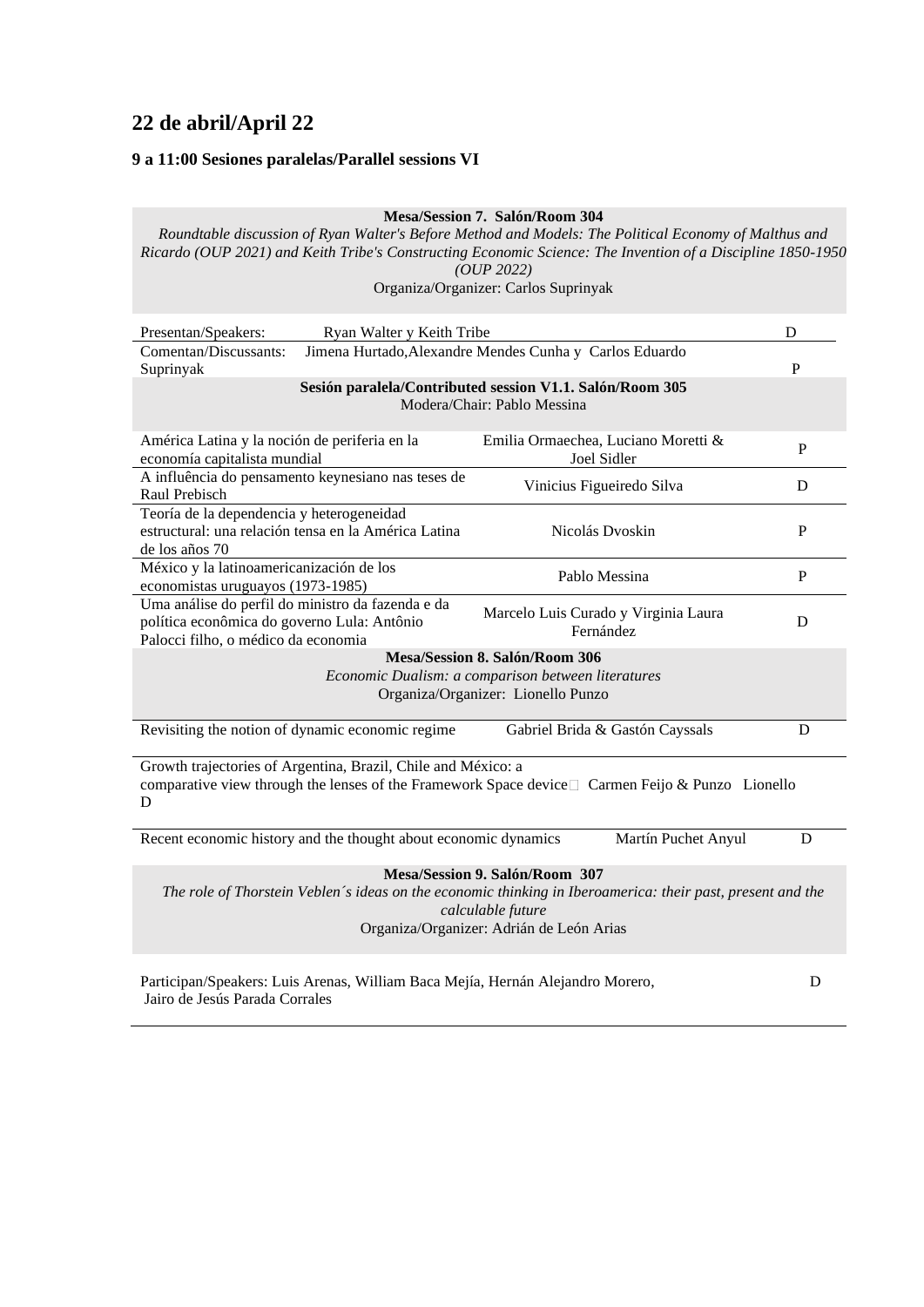## 22 de abril/April 22

### 9 a 11:00 Sesiones paralelas/Parallel sessions VI

**Mesa/Session 7. Salón/Room 304**
*Roundtable discussion of Ryan Walter's Before Method and Models: The Political Economy of Malthus and Ricardo (OUP 2021) and Keith Tribe's Constructing Economic Science: The Invention of a Discipline 1850-1950 (OUP 2022)*
Organiza/Organizer: Carlos Suprinyak

| | | |
|---|---|---|
| Presentan/Speakers: | Ryan Walter y Keith Tribe | D |
| Comentan/Discussants: | Jimena Hurtado,Alexandre Mendes Cunha y Carlos Eduardo Suprinyak | P |

**Sesión paralela/Contributed session V1.1. Salón/Room 305**
Modera/Chair: Pablo Messina

| | | |
|---|---|---|
| América Latina y la noción de periferia en la economía capitalista mundial | Emilia Ormaechea, Luciano Moretti & Joel Sidler | P |
| A influência do pensamento keynesiano nas teses de Raul Prebisch | Vinicius Figueiredo Silva | D |
| Teoría de la dependencia y heterogeneidad estructural: una relación tensa en la América Latina de los años 70 | Nicolás Dvoskin | P |
| México y la latinoamericanización de los economistas uruguayos (1973-1985) | Pablo Messina | P |
| Uma análise do perfil do ministro da fazenda e da política econômica do governo Lula: Antônio Palocci filho, o médico da economia | Marcelo Luis Curado y Virginia Laura Fernández | D |

**Mesa/Session 8. Salón/Room 306**
*Economic Dualism: a comparison between literatures*
Organiza/Organizer: Lionello Punzo

| | | |
|---|---|---|
| Revisiting the notion of dynamic economic regime | Gabriel Brida & Gastón Cayssals | D |
| Growth trajectories of Argentina, Brazil, Chile and México: a comparative view through the lenses of the Framework Space device | Carmen Feijo & Punzo Lionello | D |
| Recent economic history and the thought about economic dynamics | Martín Puchet Anyul | D |

**Mesa/Session 9. Salón/Room 307**
*The role of Thorstein Veblen´s ideas on the economic thinking in Iberoamerica: their past, present and the calculable future*
Organiza/Organizer: Adrián de León Arias

| | |
|---|---|
| Participan/Speakers: Luis Arenas, William Baca Mejía, Hernán Alejandro Morero, Jairo de Jesús Parada Corrales | D |